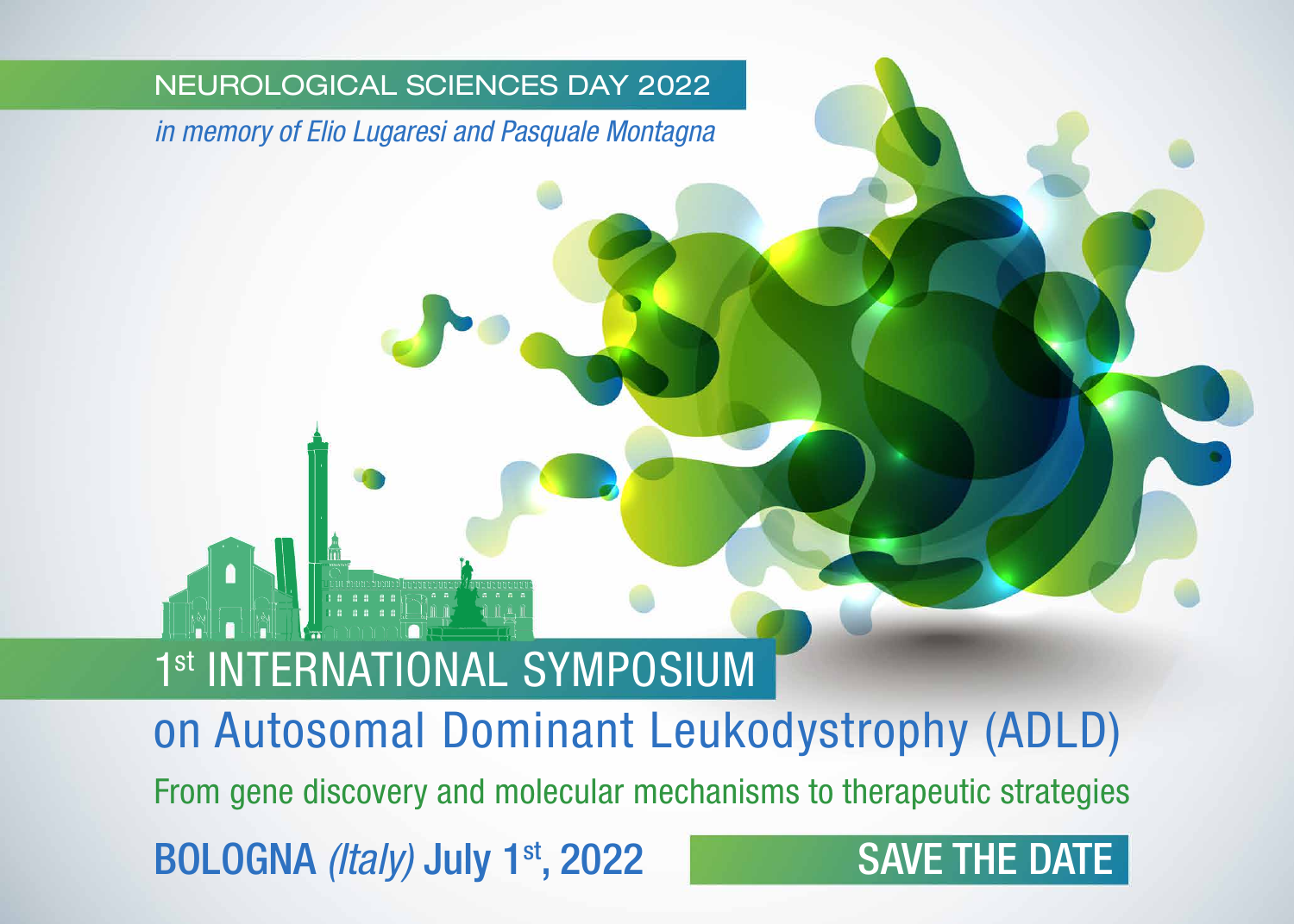NEUROLOGICAL SCIENCES DAY 2022

*in memory of Elio Lugaresi and Pasquale Montagna*

# 1st INTERNATIONAL SYMPOSIUM

## on Autosomal Dominant Leukodystrophy (ADLD)

From gene discovery and molecular mechanisms to therapeutic strategies

**BOLOGNA** *(Italy)* **July 1st, 2022**

**SAVE THE DATE**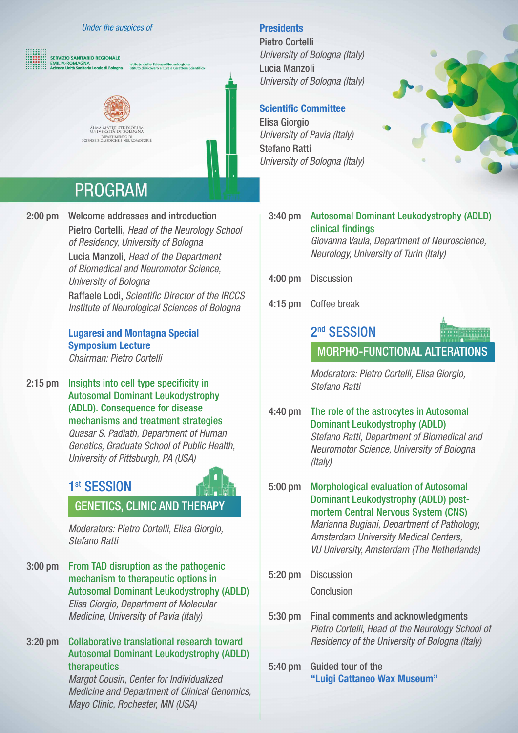*Under the auspices of*

SERVIZIO SANITARIO REGIONALE
EMILIA-ROMAGNA
Azienda Unità Sanitaria Locale di Bologna

Istituto delle Scienze Neurologiche
Istituto di Ricovero e Cura a Carattere Scientifico

ALMA MATER STUDIORUM
UNIVERSITÀ DI BOLOGNA
DIPARTIMENTO DI
SCIENZE BIOMEDICHE E NEUROMOTORIE

**Presidents**

Pietro Cortelli
*University of Bologna (Italy)*

Lucia Manzoli
*University of Bologna (Italy)*

**Scientific Committee**

Elisa Giorgio
*University of Pavia (Italy)*

Stefano Ratti
*University of Bologna (Italy)*

# PROGRAM

**2:00 pm** Welcome addresses and introduction

Pietro Cortelli, *Head of the Neurology School of Residency, University of Bologna*

Lucia Manzoli, *Head of the Department of Biomedical and Neuromotor Science, University of Bologna*

Raffaele Lodi, *Scientific Director of the IRCCS Institute of Neurological Sciences of Bologna*

**Lugaresi and Montagna Special Symposium Lecture**
*Chairman: Pietro Cortelli*

**2:15 pm** Insights into cell type specificity in Autosomal Dominant Leukodystrophy (ADLD). Consequence for disease mechanisms and treatment strategies
*Quasar S. Padiath, Department of Human Genetics, Graduate School of Public Health, University of Pittsburgh, PA (USA)*

## 1st SESSION
## GENETICS, CLINIC AND THERAPY

*Moderators: Pietro Cortelli, Elisa Giorgio, Stefano Ratti*

**3:00 pm** From TAD disruption as the pathogenic mechanism to therapeutic options in Autosomal Dominant Leukodystrophy (ADLD)
*Elisa Giorgio, Department of Molecular Medicine, University of Pavia (Italy)*

**3:20 pm** Collaborative translational research toward Autosomal Dominant Leukodystrophy (ADLD) therapeutics
*Margot Cousin, Center for Individualized Medicine and Department of Clinical Genomics, Mayo Clinic, Rochester, MN (USA)*

**3:40 pm** Autosomal Dominant Leukodystrophy (ADLD) clinical findings
*Giovanna Vaula, Department of Neuroscience, Neurology, University of Turin (Italy)*

**4:00 pm** Discussion

**4:15 pm** Coffee break

## 2nd SESSION
## MORPHO-FUNCTIONAL ALTERATIONS

*Moderators: Pietro Cortelli, Elisa Giorgio, Stefano Ratti*

**4:40 pm** The role of the astrocytes in Autosomal Dominant Leukodystrophy (ADLD)
*Stefano Ratti, Department of Biomedical and Neuromotor Science, University of Bologna (Italy)*

**5:00 pm** Morphological evaluation of Autosomal Dominant Leukodystrophy (ADLD) post-mortem Central Nervous System (CNS)
*Marianna Bugiani, Department of Pathology, Amsterdam University Medical Centers, VU University, Amsterdam (The Netherlands)*

**5:20 pm** Discussion

Conclusion

**5:30 pm** Final comments and acknowledgments
*Pietro Cortelli, Head of the Neurology School of Residency of the University of Bologna (Italy)*

**5:40 pm** Guided tour of the **"Luigi Cattaneo Wax Museum"**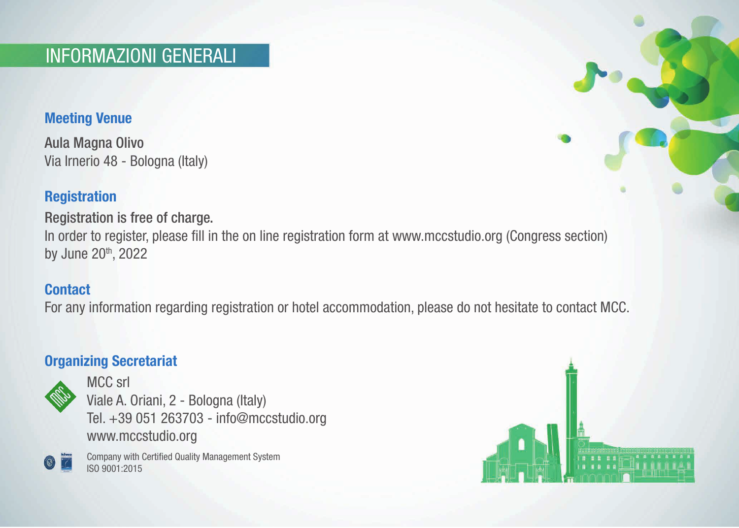# INFORMAZIONI GENERALI

## Meeting Venue

Aula Magna Olivo
Via Irnerio 48 - Bologna (Italy)

## Registration

Registration is free of charge.
In order to register, please fill in the on line registration form at www.mccstudio.org (Congress section) by June 20th, 2022

## Contact

For any information regarding registration or hotel accommodation, please do not hesitate to contact MCC.

## Organizing Secretariat

MCC srl
Viale A. Oriani, 2 - Bologna (Italy)
Tel. +39 051 263703 - info@mccstudio.org
www.mccstudio.org

Company with Certified Quality Management System
ISO 9001:2015